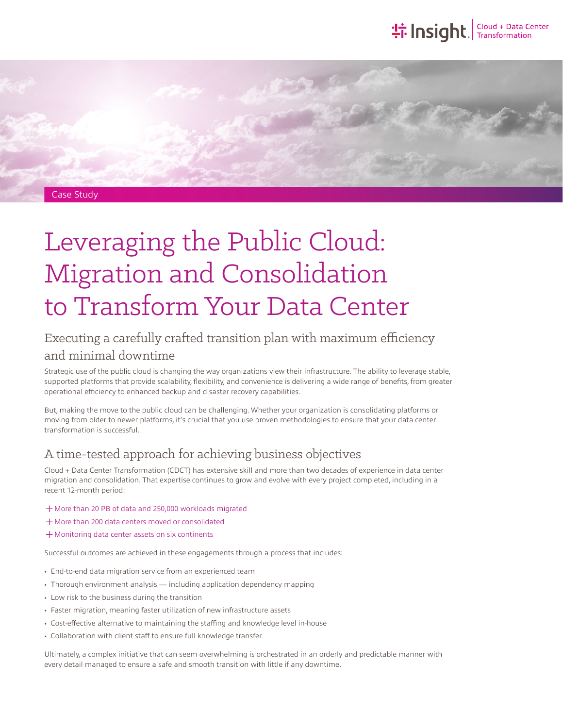Case Study

# Leveraging the Public Cloud: Migration and Consolidation to Transform Your Data Center

## Executing a carefully crafted transition plan with maximum efficiency and minimal downtime

Strategic use of the public cloud is changing the way organizations view their infrastructure. The ability to leverage stable, supported platforms that provide scalability, flexibility, and convenience is delivering a wide range of benefits, from greater operational efficiency to enhanced backup and disaster recovery capabilities.

But, making the move to the public cloud can be challenging. Whether your organization is consolidating platforms or moving from older to newer platforms, it's crucial that you use proven methodologies to ensure that your data center transformation is successful.

## A time-tested approach for achieving business objectives

Cloud + Data Center Transformation (CDCT) has extensive skill and more than two decades of experience in data center migration and consolidation. That expertise continues to grow and evolve with every project completed, including in a recent 12-month period:

+ More than 20 PB of data and 250,000 workloads migrated
+ More than 200 data centers moved or consolidated
+ Monitoring data center assets on six continents

Successful outcomes are achieved in these engagements through a process that includes:

- End-to-end data migration service from an experienced team
- Thorough environment analysis — including application dependency mapping
- Low risk to the business during the transition
- Faster migration, meaning faster utilization of new infrastructure assets
- Cost-effective alternative to maintaining the staffing and knowledge level in-house
- Collaboration with client staff to ensure full knowledge transfer

Ultimately, a complex initiative that can seem overwhelming is orchestrated in an orderly and predictable manner with every detail managed to ensure a safe and smooth transition with little if any downtime.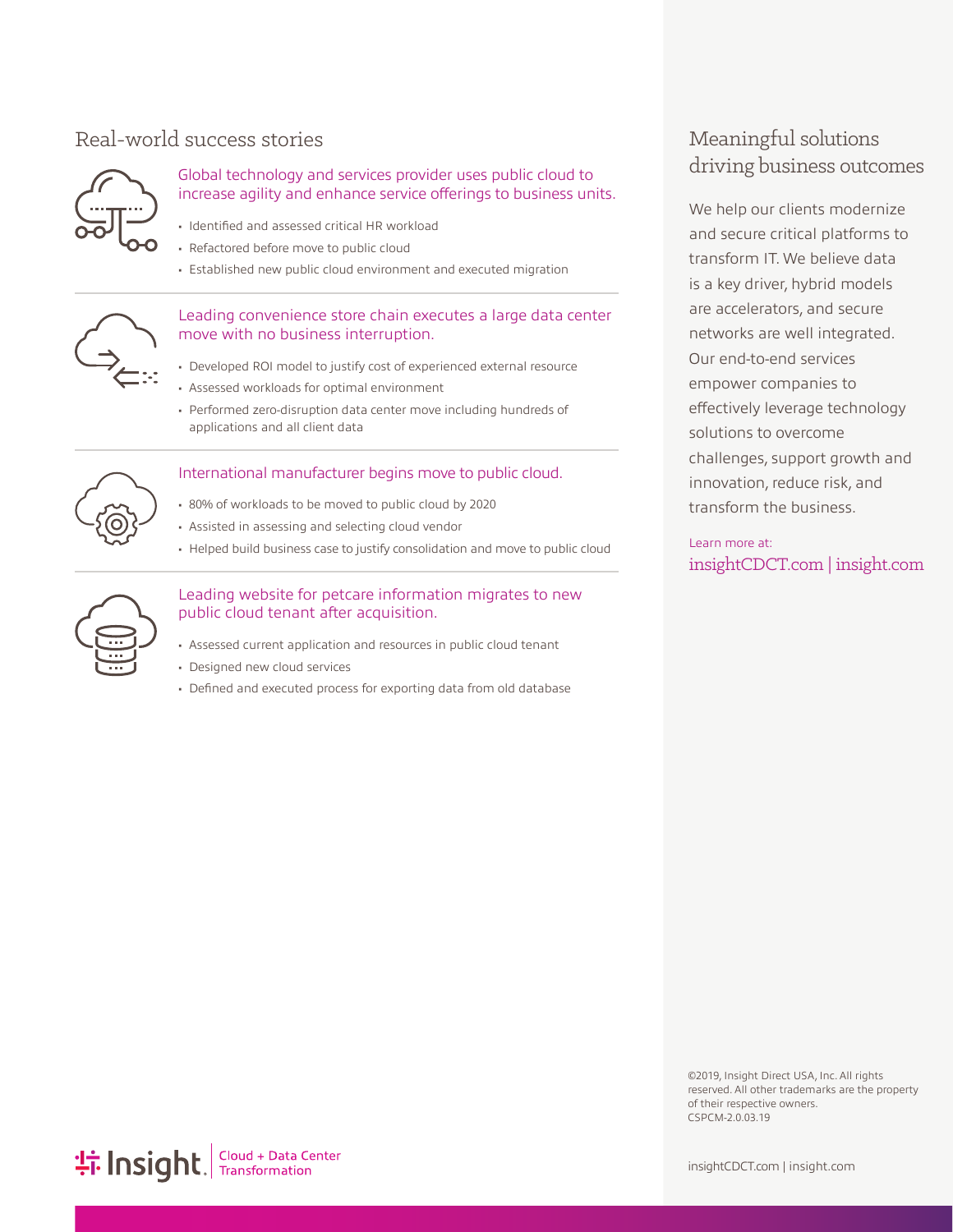## Real-world success stories

### Global technology and services provider uses public cloud to increase agility and enhance service offerings to business units.

- Identified and assessed critical HR workload
- Refactored before move to public cloud
- Established new public cloud environment and executed migration

### Leading convenience store chain executes a large data center move with no business interruption.

- Developed ROI model to justify cost of experienced external resource
- Assessed workloads for optimal environment
- Performed zero-disruption data center move including hundreds of applications and all client data

### International manufacturer begins move to public cloud.

- 80% of workloads to be moved to public cloud by 2020
- Assisted in assessing and selecting cloud vendor
- Helped build business case to justify consolidation and move to public cloud

### Leading website for petcare information migrates to new public cloud tenant after acquisition.

- Assessed current application and resources in public cloud tenant
- Designed new cloud services
- Defined and executed process for exporting data from old database

## Meaningful solutions driving business outcomes

We help our clients modernize and secure critical platforms to transform IT. We believe data is a key driver, hybrid models are accelerators, and secure networks are well integrated. Our end-to-end services empower companies to effectively leverage technology solutions to overcome challenges, support growth and innovation, reduce risk, and transform the business.

Learn more at:
insightCDCT.com | insight.com

©2019, Insight Direct USA, Inc. All rights reserved. All other trademarks are the property of their respective owners.
CSPCM-2.0.03.19

Insight. Cloud + Data Center Transformation

insightCDCT.com | insight.com